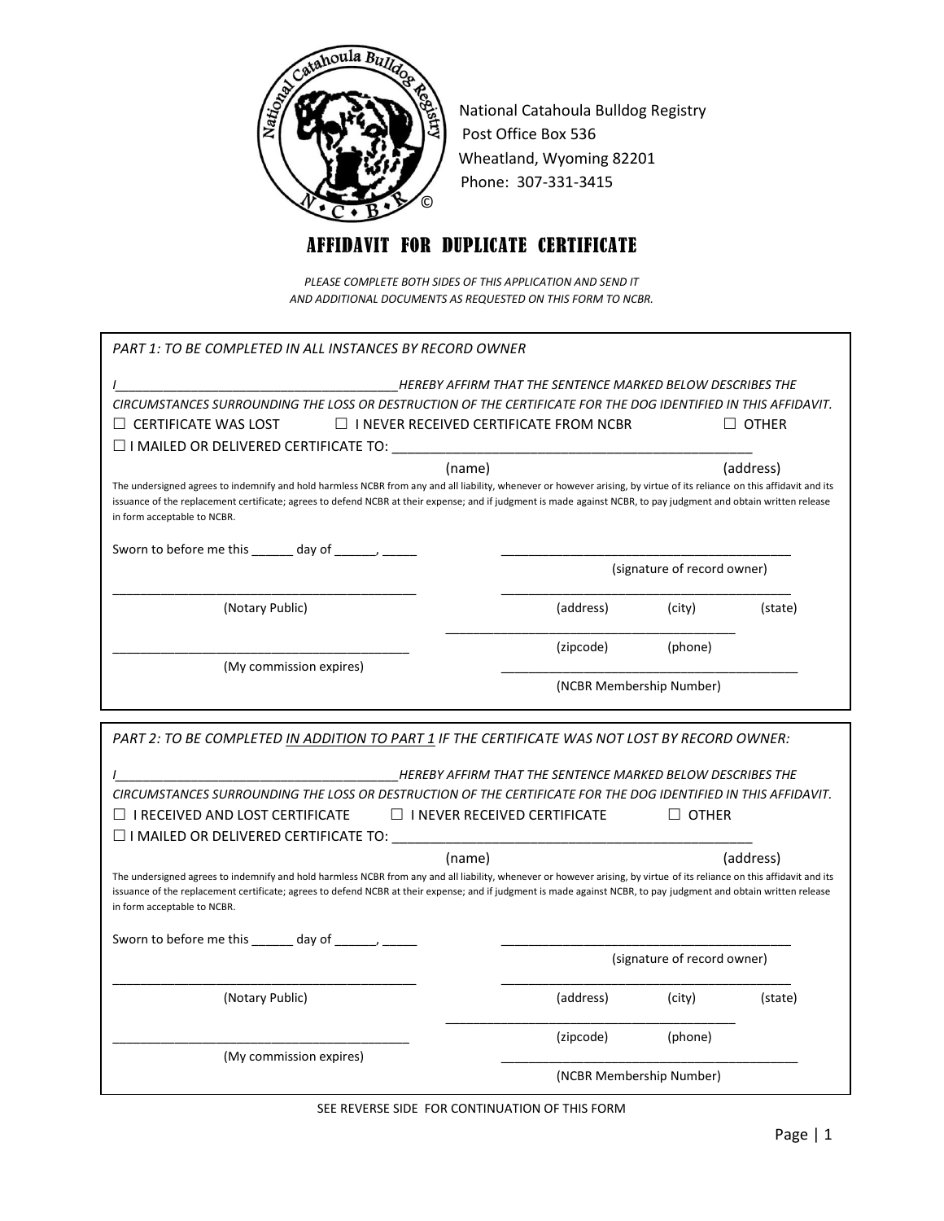National Catahoula Bulldog Registry
Post Office Box 536
Wheatland, Wyoming 82201
Phone: 307-331-3415

# AFFIDAVIT FOR DUPLICATE CERTIFICATE

*PLEASE COMPLETE BOTH SIDES OF THIS APPLICATION AND SEND IT AND ADDITIONAL DOCUMENTS AS REQUESTED ON THIS FORM TO NCBR.*

---

*PART 1: TO BE COMPLETED IN ALL INSTANCES BY RECORD OWNER*

*I_______________________________________HEREBY AFFIRM THAT THE SENTENCE MARKED BELOW DESCRIBES THE CIRCUMSTANCES SURROUNDING THE LOSS OR DESTRUCTION OF THE CERTIFICATE FOR THE DOG IDENTIFIED IN THIS AFFIDAVIT.*

☐ CERTIFICATE WAS LOST ☐ I NEVER RECEIVED CERTIFICATE FROM NCBR ☐ OTHER

☐ I MAILED OR DELIVERED CERTIFICATE TO: _______________________________________________

(name) (address)

The undersigned agrees to indemnify and hold harmless NCBR from any and all liability, whenever or however arising, by virtue of its reliance on this affidavit and its issuance of the replacement certificate; agrees to defend NCBR at their expense; and if judgment is made against NCBR, to pay judgment and obtain written release in form acceptable to NCBR.

Sworn to before me this ______ day of ______, _____

_________________________________________ (signature of record owner)

_________________________________________ (Notary Public)

_________________________________________ (address) (city) (state)

_________________________________________ (zipcode) (phone)

_________________________________________ (My commission expires)

_________________________________________ (NCBR Membership Number)

---

*PART 2: TO BE COMPLETED <u>IN ADDITION TO PART 1</u> IF THE CERTIFICATE WAS NOT LOST BY RECORD OWNER:*

*I_______________________________________HEREBY AFFIRM THAT THE SENTENCE MARKED BELOW DESCRIBES THE CIRCUMSTANCES SURROUNDING THE LOSS OR DESTRUCTION OF THE CERTIFICATE FOR THE DOG IDENTIFIED IN THIS AFFIDAVIT.*

☐ I RECEIVED AND LOST CERTIFICATE ☐ I NEVER RECEIVED CERTIFICATE ☐ OTHER

☐ I MAILED OR DELIVERED CERTIFICATE TO: _______________________________________________

(name) (address)

The undersigned agrees to indemnify and hold harmless NCBR from any and all liability, whenever or however arising, by virtue of its reliance on this affidavit and its issuance of the replacement certificate; agrees to defend NCBR at their expense; and if judgment is made against NCBR, to pay judgment and obtain written release in form acceptable to NCBR.

Sworn to before me this ______ day of ______, _____

_________________________________________ (signature of record owner)

_________________________________________ (Notary Public)

_________________________________________ (address) (city) (state)

_________________________________________ (zipcode) (phone)

_________________________________________ (My commission expires)

_________________________________________ (NCBR Membership Number)

---

SEE REVERSE SIDE FOR CONTINUATION OF THIS FORM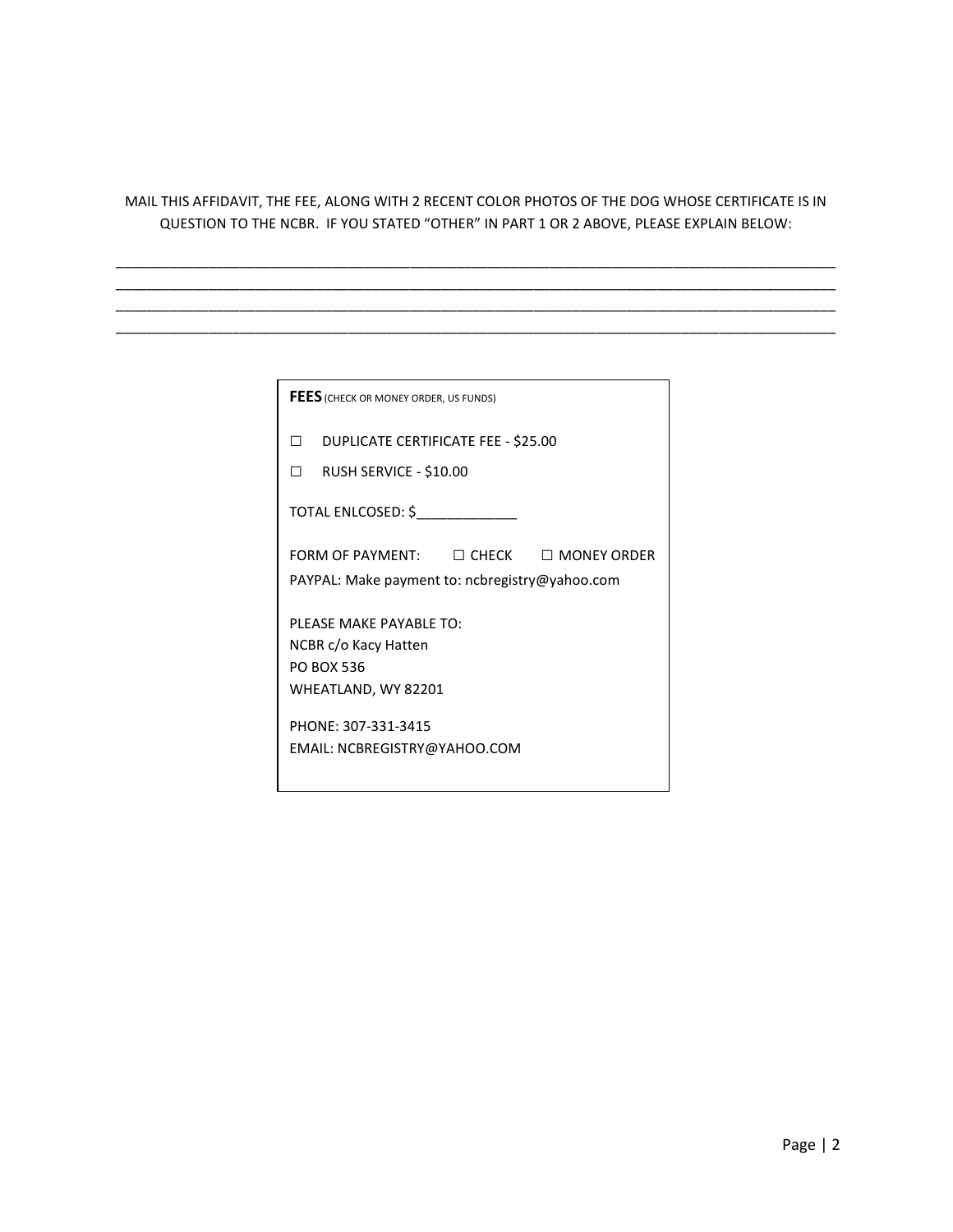MAIL THIS AFFIDAVIT, THE FEE, ALONG WITH 2 RECENT COLOR PHOTOS OF THE DOG WHOSE CERTIFICATE IS IN QUESTION TO THE NCBR. IF YOU STATED "OTHER" IN PART 1 OR 2 ABOVE, PLEASE EXPLAIN BELOW:

\_\_\_\_\_\_\_\_\_\_\_\_\_\_\_\_\_\_\_\_\_\_\_\_\_\_\_\_\_\_\_\_\_\_\_\_\_\_\_\_\_\_\_\_\_\_\_\_\_\_\_\_\_\_\_\_\_\_\_\_\_\_\_\_\_\_\_\_\_\_\_\_\_\_\_\_\_\_\_\_\_\_\_\_\_\_\_\_

\_\_\_\_\_\_\_\_\_\_\_\_\_\_\_\_\_\_\_\_\_\_\_\_\_\_\_\_\_\_\_\_\_\_\_\_\_\_\_\_\_\_\_\_\_\_\_\_\_\_\_\_\_\_\_\_\_\_\_\_\_\_\_\_\_\_\_\_\_\_\_\_\_\_\_\_\_\_\_\_\_\_\_\_\_\_\_\_

\_\_\_\_\_\_\_\_\_\_\_\_\_\_\_\_\_\_\_\_\_\_\_\_\_\_\_\_\_\_\_\_\_\_\_\_\_\_\_\_\_\_\_\_\_\_\_\_\_\_\_\_\_\_\_\_\_\_\_\_\_\_\_\_\_\_\_\_\_\_\_\_\_\_\_\_\_\_\_\_\_\_\_\_\_\_\_\_

\_\_\_\_\_\_\_\_\_\_\_\_\_\_\_\_\_\_\_\_\_\_\_\_\_\_\_\_\_\_\_\_\_\_\_\_\_\_\_\_\_\_\_\_\_\_\_\_\_\_\_\_\_\_\_\_\_\_\_\_\_\_\_\_\_\_\_\_\_\_\_\_\_\_\_\_\_\_\_\_\_\_\_\_\_\_\_\_

**FEES** (CHECK OR MONEY ORDER, US FUNDS)

☐ DUPLICATE CERTIFICATE FEE - $25.00

☐ RUSH SERVICE - $10.00

TOTAL ENLCOSED: $\_\_\_\_\_\_\_\_\_\_\_\_\_

FORM OF PAYMENT: ☐ CHECK ☐ MONEY ORDER

PAYPAL: Make payment to: ncbregistry@yahoo.com

PLEASE MAKE PAYABLE TO:
NCBR c/o Kacy Hatten
PO BOX 536
WHEATLAND, WY 82201

PHONE: 307-331-3415
EMAIL: NCBREGISTRY@YAHOO.COM